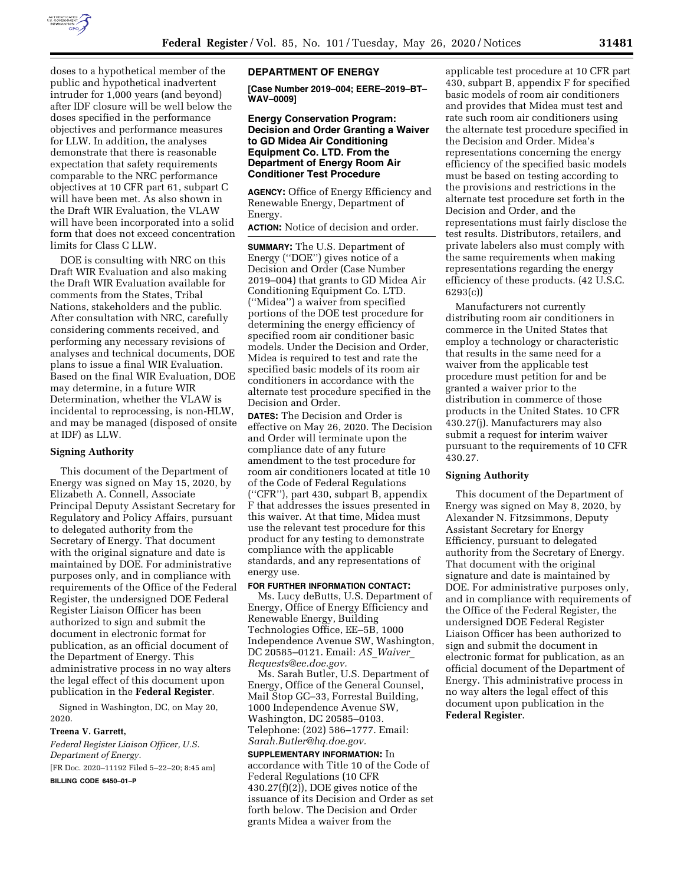doses to a hypothetical member of the public and hypothetical inadvertent intruder for 1,000 years (and beyond) after IDF closure will be well below the doses specified in the performance objectives and performance measures for LLW. In addition, the analyses demonstrate that there is reasonable expectation that safety requirements comparable to the NRC performance objectives at 10 CFR part 61, subpart C will have been met. As also shown in the Draft WIR Evaluation, the VLAW will have been incorporated into a solid form that does not exceed concentration limits for Class C LLW.

DOE is consulting with NRC on this Draft WIR Evaluation and also making the Draft WIR Evaluation available for comments from the States, Tribal Nations, stakeholders and the public. After consultation with NRC, carefully considering comments received, and performing any necessary revisions of analyses and technical documents, DOE plans to issue a final WIR Evaluation. Based on the final WIR Evaluation, DOE may determine, in a future WIR Determination, whether the VLAW is incidental to reprocessing, is non-HLW, and may be managed (disposed of onsite at IDF) as LLW.

### Signing Authority

This document of the Department of Energy was signed on May 15, 2020, by Elizabeth A. Connell, Associate Principal Deputy Assistant Secretary for Regulatory and Policy Affairs, pursuant to delegated authority from the Secretary of Energy. That document with the original signature and date is maintained by DOE. For administrative purposes only, and in compliance with requirements of the Office of the Federal Register, the undersigned DOE Federal Register Liaison Officer has been authorized to sign and submit the document in electronic format for publication, as an official document of the Department of Energy. This administrative process in no way alters the legal effect of this document upon publication in the **Federal Register**.

Signed in Washington, DC, on May 20, 2020.

**Treena V. Garrett,**

*Federal Register Liaison Officer, U.S. Department of Energy.*

[FR Doc. 2020–11192 Filed 5–22–20; 8:45 am]

**BILLING CODE 6450–01–P**

## DEPARTMENT OF ENERGY

**[Case Number 2019–004; EERE–2019–BT–WAV–0009]**

## Energy Conservation Program: Decision and Order Granting a Waiver to GD Midea Air Conditioning Equipment Co. LTD. From the Department of Energy Room Air Conditioner Test Procedure

**AGENCY:** Office of Energy Efficiency and Renewable Energy, Department of Energy.

**ACTION:** Notice of decision and order.

**SUMMARY:** The U.S. Department of Energy (''DOE'') gives notice of a Decision and Order (Case Number 2019–004) that grants to GD Midea Air Conditioning Equipment Co. LTD. (''Midea'') a waiver from specified portions of the DOE test procedure for determining the energy efficiency of specified room air conditioner basic models. Under the Decision and Order, Midea is required to test and rate the specified basic models of its room air conditioners in accordance with the alternate test procedure specified in the Decision and Order.

**DATES:** The Decision and Order is effective on May 26, 2020. The Decision and Order will terminate upon the compliance date of any future amendment to the test procedure for room air conditioners located at title 10 of the Code of Federal Regulations (''CFR''), part 430, subpart B, appendix F that addresses the issues presented in this waiver. At that time, Midea must use the relevant test procedure for this product for any testing to demonstrate compliance with the applicable standards, and any representations of energy use.

**FOR FURTHER INFORMATION CONTACT:**

Ms. Lucy deButts, U.S. Department of Energy, Office of Energy Efficiency and Renewable Energy, Building Technologies Office, EE–5B, 1000 Independence Avenue SW, Washington, DC 20585–0121. Email: *AS_Waiver_Requests@ee.doe.gov.*

Ms. Sarah Butler, U.S. Department of Energy, Office of the General Counsel, Mail Stop GC–33, Forrestal Building, 1000 Independence Avenue SW, Washington, DC 20585–0103. Telephone: (202) 586–1777. Email: *Sarah.Butler@hq.doe.gov.*

**SUPPLEMENTARY INFORMATION:** In accordance with Title 10 of the Code of Federal Regulations (10 CFR 430.27(f)(2)), DOE gives notice of the issuance of its Decision and Order as set forth below. The Decision and Order grants Midea a waiver from the applicable test procedure at 10 CFR part 430, subpart B, appendix F for specified basic models of room air conditioners and provides that Midea must test and rate such room air conditioners using the alternate test procedure specified in the Decision and Order. Midea's representations concerning the energy efficiency of the specified basic models must be based on testing according to the provisions and restrictions in the alternate test procedure set forth in the Decision and Order, and the representations must fairly disclose the test results. Distributors, retailers, and private labelers also must comply with the same requirements when making representations regarding the energy efficiency of these products. (42 U.S.C. 6293(c))

Manufacturers not currently distributing room air conditioners in commerce in the United States that employ a technology or characteristic that results in the same need for a waiver from the applicable test procedure must petition for and be granted a waiver prior to the distribution in commerce of those products in the United States. 10 CFR 430.27(j). Manufacturers may also submit a request for interim waiver pursuant to the requirements of 10 CFR 430.27.

### Signing Authority

This document of the Department of Energy was signed on May 8, 2020, by Alexander N. Fitzsimmons, Deputy Assistant Secretary for Energy Efficiency, pursuant to delegated authority from the Secretary of Energy. That document with the original signature and date is maintained by DOE. For administrative purposes only, and in compliance with requirements of the Office of the Federal Register, the undersigned DOE Federal Register Liaison Officer has been authorized to sign and submit the document in electronic format for publication, as an official document of the Department of Energy. This administrative process in no way alters the legal effect of this document upon publication in the **Federal Register**.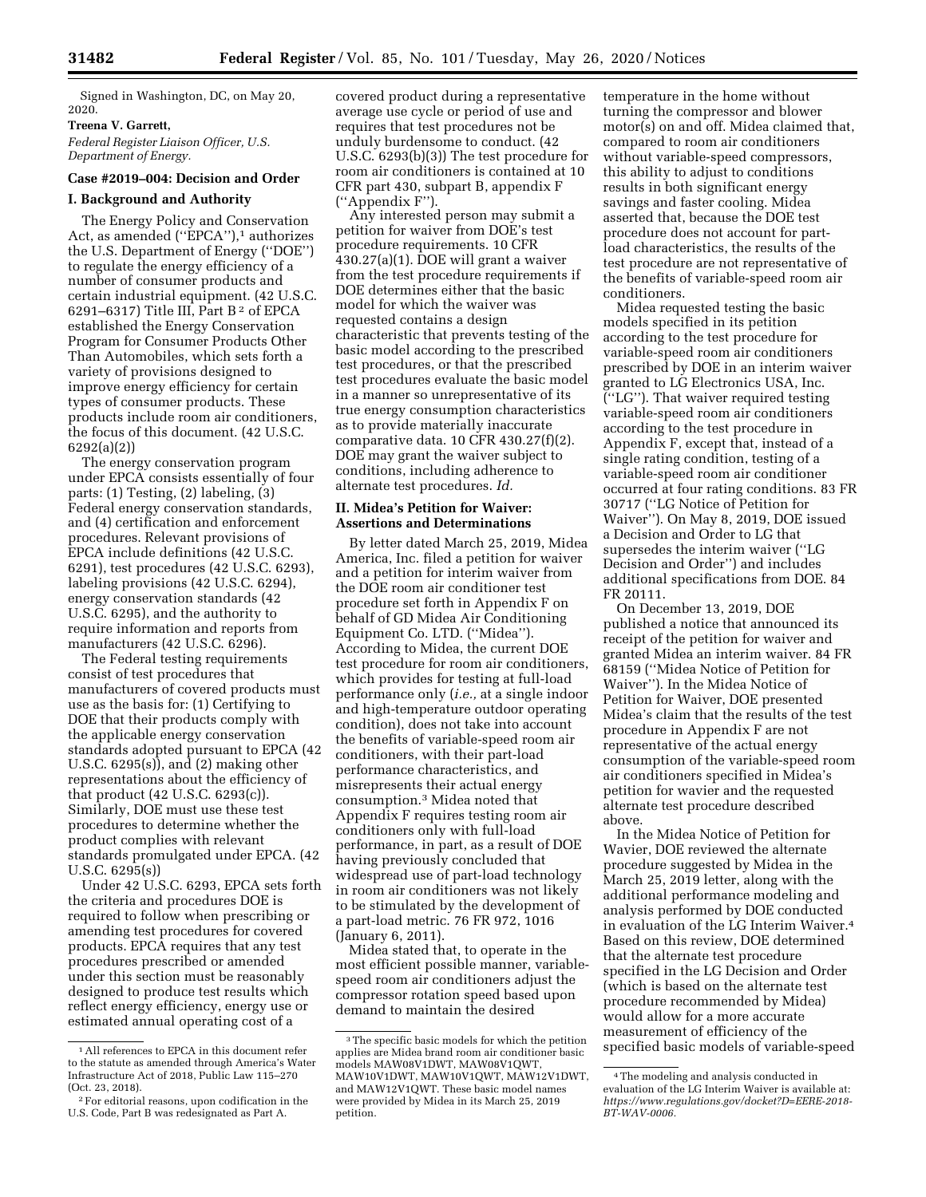Signed in Washington, DC, on May 20, 2020.

**Treena V. Garrett,**

*Federal Register Liaison Officer, U.S. Department of Energy.*

## Case #2019–004: Decision and Order

### I. Background and Authority

The Energy Policy and Conservation Act, as amended ("EPCA"),[1] authorizes the U.S. Department of Energy ("DOE") to regulate the energy efficiency of a number of consumer products and certain industrial equipment. (42 U.S.C. 6291–6317) Title III, Part B[2] of EPCA established the Energy Conservation Program for Consumer Products Other Than Automobiles, which sets forth a variety of provisions designed to improve energy efficiency for certain types of consumer products. These products include room air conditioners, the focus of this document. (42 U.S.C. 6292(a)(2))

The energy conservation program under EPCA consists essentially of four parts: (1) Testing, (2) labeling, (3) Federal energy conservation standards, and (4) certification and enforcement procedures. Relevant provisions of EPCA include definitions (42 U.S.C. 6291), test procedures (42 U.S.C. 6293), labeling provisions (42 U.S.C. 6294), energy conservation standards (42 U.S.C. 6295), and the authority to require information and reports from manufacturers (42 U.S.C. 6296).

The Federal testing requirements consist of test procedures that manufacturers of covered products must use as the basis for: (1) Certifying to DOE that their products comply with the applicable energy conservation standards adopted pursuant to EPCA (42 U.S.C. 6295(s)), and (2) making other representations about the efficiency of that product (42 U.S.C. 6293(c)). Similarly, DOE must use these test procedures to determine whether the product complies with relevant standards promulgated under EPCA. (42 U.S.C. 6295(s))

Under 42 U.S.C. 6293, EPCA sets forth the criteria and procedures DOE is required to follow when prescribing or amending test procedures for covered products. EPCA requires that any test procedures prescribed or amended under this section must be reasonably designed to produce test results which reflect energy efficiency, energy use or estimated annual operating cost of a covered product during a representative average use cycle or period of use and requires that test procedures not be unduly burdensome to conduct. (42 U.S.C. 6293(b)(3)) The test procedure for room air conditioners is contained at 10 CFR part 430, subpart B, appendix F ("Appendix F").

Any interested person may submit a petition for waiver from DOE's test procedure requirements. 10 CFR 430.27(a)(1). DOE will grant a waiver from the test procedure requirements if DOE determines either that the basic model for which the waiver was requested contains a design characteristic that prevents testing of the basic model according to the prescribed test procedures, or that the prescribed test procedures evaluate the basic model in a manner so unrepresentative of its true energy consumption characteristics as to provide materially inaccurate comparative data. 10 CFR 430.27(f)(2). DOE may grant the waiver subject to conditions, including adherence to alternate test procedures. *Id.*

### II. Midea's Petition for Waiver: Assertions and Determinations

By letter dated March 25, 2019, Midea America, Inc. filed a petition for waiver and a petition for interim waiver from the DOE room air conditioner test procedure set forth in Appendix F on behalf of GD Midea Air Conditioning Equipment Co. LTD. ("Midea"). According to Midea, the current DOE test procedure for room air conditioners, which provides for testing at full-load performance only (*i.e.,* at a single indoor and high-temperature outdoor operating condition), does not take into account the benefits of variable-speed room air conditioners, with their part-load performance characteristics, and misrepresents their actual energy consumption.[3] Midea noted that Appendix F requires testing room air conditioners only with full-load performance, in part, as a result of DOE having previously concluded that widespread use of part-load technology in room air conditioners was not likely to be stimulated by the development of a part-load metric. 76 FR 972, 1016 (January 6, 2011).

Midea stated that, to operate in the most efficient possible manner, variable-speed room air conditioners adjust the compressor rotation speed based upon demand to maintain the desired temperature in the home without turning the compressor and blower motor(s) on and off. Midea claimed that, compared to room air conditioners without variable-speed compressors, this ability to adjust to conditions results in both significant energy savings and faster cooling. Midea asserted that, because the DOE test procedure does not account for part-load characteristics, the results of the test procedure are not representative of the benefits of variable-speed room air conditioners.

Midea requested testing the basic models specified in its petition according to the test procedure for variable-speed room air conditioners prescribed by DOE in an interim waiver granted to LG Electronics USA, Inc. ("LG"). That waiver required testing variable-speed room air conditioners according to the test procedure in Appendix F, except that, instead of a single rating condition, testing of a variable-speed room air conditioner occurred at four rating conditions. 83 FR 30717 ("LG Notice of Petition for Waiver"). On May 8, 2019, DOE issued a Decision and Order to LG that supersedes the interim waiver ("LG Decision and Order") and includes additional specifications from DOE. 84 FR 20111.

On December 13, 2019, DOE published a notice that announced its receipt of the petition for waiver and granted Midea an interim waiver. 84 FR 68159 ("Midea Notice of Petition for Waiver"). In the Midea Notice of Petition for Waiver, DOE presented Midea's claim that the results of the test procedure in Appendix F are not representative of the actual energy consumption of the variable-speed room air conditioners specified in Midea's petition for wavier and the requested alternate test procedure described above.

In the Midea Notice of Petition for Wavier, DOE reviewed the alternate procedure suggested by Midea in the March 25, 2019 letter, along with the additional performance modeling and analysis performed by DOE conducted in evaluation of the LG Interim Waiver.[4] Based on this review, DOE determined that the alternate test procedure specified in the LG Decision and Order (which is based on the alternate test procedure recommended by Midea) would allow for a more accurate measurement of efficiency of the specified basic models of variable-speed

---

[1] All references to EPCA in this document refer to the statute as amended through America's Water Infrastructure Act of 2018, Public Law 115–270 (Oct. 23, 2018).

[2] For editorial reasons, upon codification in the U.S. Code, Part B was redesignated as Part A.

[3] The specific basic models for which the petition applies are Midea brand room air conditioner basic models MAW08V1DWT, MAW08V1QWT, MAW10V1DWT, MAW10V1QWT, MAW12V1DWT, and MAW12V1QWT. These basic model names were provided by Midea in its March 25, 2019 petition.

[4] The modeling and analysis conducted in evaluation of the LG Interim Waiver is available at: *https://www.regulations.gov/docket?D=EERE-2018-BT-WAV-0006.*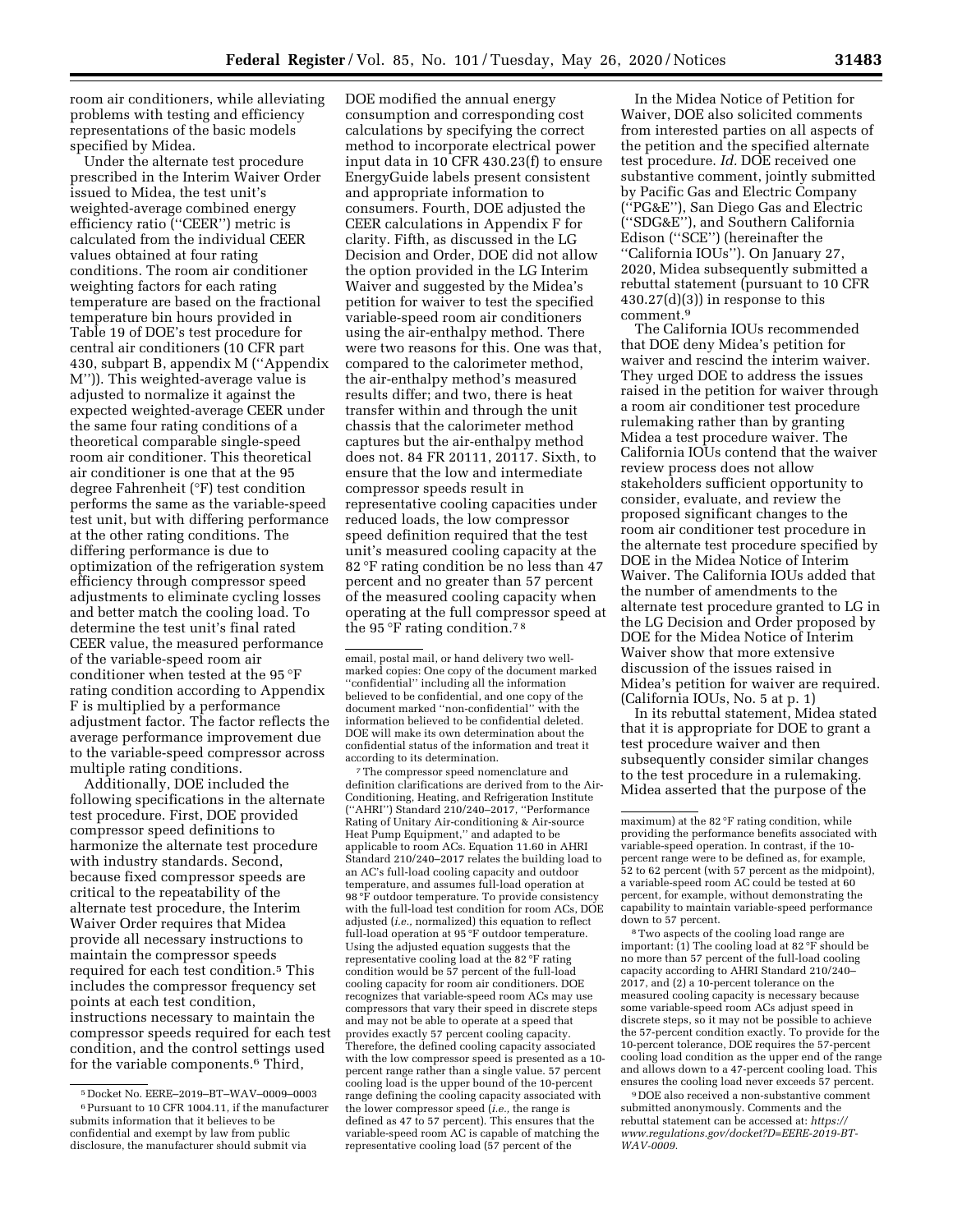room air conditioners, while alleviating problems with testing and efficiency representations of the basic models specified by Midea.

Under the alternate test procedure prescribed in the Interim Waiver Order issued to Midea, the test unit's weighted-average combined energy efficiency ratio (''CEER'') metric is calculated from the individual CEER values obtained at four rating conditions. The room air conditioner weighting factors for each rating temperature are based on the fractional temperature bin hours provided in Table 19 of DOE's test procedure for central air conditioners (10 CFR part 430, subpart B, appendix M (''Appendix M'')). This weighted-average value is adjusted to normalize it against the expected weighted-average CEER under the same four rating conditions of a theoretical comparable single-speed room air conditioner. This theoretical air conditioner is one that at the 95 degree Fahrenheit (°F) test condition performs the same as the variable-speed test unit, but with differing performance at the other rating conditions. The differing performance is due to optimization of the refrigeration system efficiency through compressor speed adjustments to eliminate cycling losses and better match the cooling load. To determine the test unit's final rated CEER value, the measured performance of the variable-speed room air conditioner when tested at the 95 °F rating condition according to Appendix F is multiplied by a performance adjustment factor. The factor reflects the average performance improvement due to the variable-speed compressor across multiple rating conditions.

Additionally, DOE included the following specifications in the alternate test procedure. First, DOE provided compressor speed definitions to harmonize the alternate test procedure with industry standards. Second, because fixed compressor speeds are critical to the repeatability of the alternate test procedure, the Interim Waiver Order requires that Midea provide all necessary instructions to maintain the compressor speeds required for each test condition.[5] This includes the compressor frequency set points at each test condition, instructions necessary to maintain the compressor speeds required for each test condition, and the control settings used for the variable components.[6] Third, DOE modified the annual energy consumption and corresponding cost calculations by specifying the correct method to incorporate electrical power input data in 10 CFR 430.23(f) to ensure EnergyGuide labels present consistent and appropriate information to consumers. Fourth, DOE adjusted the CEER calculations in Appendix F for clarity. Fifth, as discussed in the LG Decision and Order, DOE did not allow the option provided in the LG Interim Waiver and suggested by the Midea's petition for waiver to test the specified variable-speed room air conditioners using the air-enthalpy method. There were two reasons for this. One was that, compared to the calorimeter method, the air-enthalpy method's measured results differ; and two, there is heat transfer within and through the unit chassis that the calorimeter method captures but the air-enthalpy method does not. 84 FR 20111, 20117. Sixth, to ensure that the low and intermediate compressor speeds result in representative cooling capacities under reduced loads, the low compressor speed definition required that the test unit's measured cooling capacity at the 82 °F rating condition be no less than 47 percent and no greater than 57 percent of the measured cooling capacity when operating at the full compressor speed at the 95 °F rating condition.[7] [8]

In the Midea Notice of Petition for Waiver, DOE also solicited comments from interested parties on all aspects of the petition and the specified alternate test procedure. *Id.* DOE received one substantive comment, jointly submitted by Pacific Gas and Electric Company (''PG&E''), San Diego Gas and Electric (''SDG&E''), and Southern California Edison (''SCE'') (hereinafter the ''California IOUs''). On January 27, 2020, Midea subsequently submitted a rebuttal statement (pursuant to 10 CFR 430.27(d)(3)) in response to this comment.[9]

The California IOUs recommended that DOE deny Midea's petition for waiver and rescind the interim waiver. They urged DOE to address the issues raised in the petition for waiver through a room air conditioner test procedure rulemaking rather than by granting Midea a test procedure waiver. The California IOUs contend that the waiver review process does not allow stakeholders sufficient opportunity to consider, evaluate, and review the proposed significant changes to the room air conditioner test procedure in the alternate test procedure specified by DOE in the Midea Notice of Interim Waiver. The California IOUs added that the number of amendments to the alternate test procedure granted to LG in the LG Decision and Order proposed by DOE for the Midea Notice of Interim Waiver show that more extensive discussion of the issues raised in Midea's petition for waiver are required. (California IOUs, No. 5 at p. 1)

In its rebuttal statement, Midea stated that it is appropriate for DOE to grant a test procedure waiver and then subsequently consider similar changes to the test procedure in a rulemaking. Midea asserted that the purpose of the

---

[5] Docket No. EERE–2019–BT–WAV–0009–0003

[6] Pursuant to 10 CFR 1004.11, if the manufacturer submits information that it believes to be confidential and exempt by law from public disclosure, the manufacturer should submit via email, postal mail, or hand delivery two well-marked copies: One copy of the document marked ''confidential'' including all the information believed to be confidential, and one copy of the document marked ''non-confidential'' with the information believed to be confidential deleted. DOE will make its own determination about the confidential status of the information and treat it according to its determination.

[7] The compressor speed nomenclature and definition clarifications are derived from to the Air-Conditioning, Heating, and Refrigeration Institute (''AHRI'') Standard 210/240–2017, ''Performance Rating of Unitary Air-conditioning & Air-source Heat Pump Equipment,'' and adapted to be applicable to room ACs. Equation 11.60 in AHRI Standard 210/240–2017 relates the building load to an AC's full-load cooling capacity and outdoor temperature, and assumes full-load operation at 98 °F outdoor temperature. To provide consistency with the full-load test condition for room ACs, DOE adjusted (*i.e.,* normalized) this equation to reflect full-load operation at 95 °F outdoor temperature. Using the adjusted equation suggests that the representative cooling load at the 82 °F rating condition would be 57 percent of the full-load cooling capacity for room air conditioners. DOE recognizes that variable-speed room ACs may use compressors that vary their speed in discrete steps and may not be able to operate at a speed that provides exactly 57 percent cooling capacity. Therefore, the defined cooling capacity associated with the low compressor speed is presented as a 10-percent range rather than a single value. 57 percent cooling load is the upper bound of the 10-percent range defining the cooling capacity associated with the lower compressor speed (*i.e.,* the range is defined as 47 to 57 percent). This ensures that the variable-speed room AC is capable of matching the representative cooling load (57 percent of the maximum) at the 82 °F rating condition, while providing the performance benefits associated with variable-speed operation. In contrast, if the 10-percent range were to be defined as, for example, 52 to 62 percent (with 57 percent as the midpoint), a variable-speed room AC could be tested at 60 percent, for example, without demonstrating the capability to maintain variable-speed performance down to 57 percent.

[8] Two aspects of the cooling load range are important: (1) The cooling load at 82 °F should be no more than 57 percent of the full-load cooling capacity according to AHRI Standard 210/240–2017, and (2) a 10-percent tolerance on the measured cooling capacity is necessary because some variable-speed room ACs adjust speed in discrete steps, so it may not be possible to achieve the 57-percent condition exactly. To provide for the 10-percent tolerance, DOE requires the 57-percent cooling load condition as the upper end of the range and allows down to a 47-percent cooling load. This ensures the cooling load never exceeds 57 percent.

[9] DOE also received a non-substantive comment submitted anonymously. Comments and the rebuttal statement can be accessed at: *https://www.regulations.gov/docket?D=EERE-2019-BT-WAV-0009.*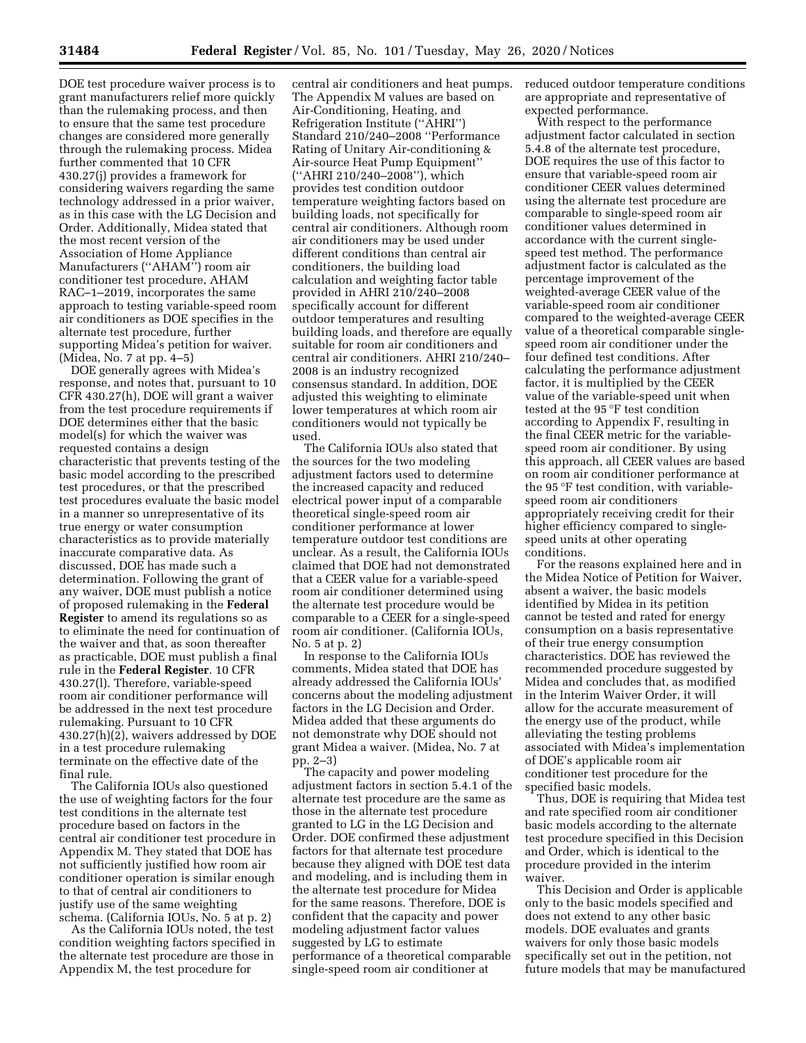DOE test procedure waiver process is to grant manufacturers relief more quickly than the rulemaking process, and then to ensure that the same test procedure changes are considered more generally through the rulemaking process. Midea further commented that 10 CFR 430.27(j) provides a framework for considering waivers regarding the same technology addressed in a prior waiver, as in this case with the LG Decision and Order. Additionally, Midea stated that the most recent version of the Association of Home Appliance Manufacturers (''AHAM'') room air conditioner test procedure, AHAM RAC–1–2019, incorporates the same approach to testing variable-speed room air conditioners as DOE specifies in the alternate test procedure, further supporting Midea's petition for waiver. (Midea, No. 7 at pp. 4–5)

DOE generally agrees with Midea's response, and notes that, pursuant to 10 CFR 430.27(h), DOE will grant a waiver from the test procedure requirements if DOE determines either that the basic model(s) for which the waiver was requested contains a design characteristic that prevents testing of the basic model according to the prescribed test procedures, or that the prescribed test procedures evaluate the basic model in a manner so unrepresentative of its true energy or water consumption characteristics as to provide materially inaccurate comparative data. As discussed, DOE has made such a determination. Following the grant of any waiver, DOE must publish a notice of proposed rulemaking in the **Federal Register** to amend its regulations so as to eliminate the need for continuation of the waiver and that, as soon thereafter as practicable, DOE must publish a final rule in the **Federal Register**. 10 CFR 430.27(l). Therefore, variable-speed room air conditioner performance will be addressed in the next test procedure rulemaking. Pursuant to 10 CFR 430.27(h)(2), waivers addressed by DOE in a test procedure rulemaking terminate on the effective date of the final rule.

The California IOUs also questioned the use of weighting factors for the four test conditions in the alternate test procedure based on factors in the central air conditioner test procedure in Appendix M. They stated that DOE has not sufficiently justified how room air conditioner operation is similar enough to that of central air conditioners to justify use of the same weighting schema. (California IOUs, No. 5 at p. 2)

As the California IOUs noted, the test condition weighting factors specified in the alternate test procedure are those in Appendix M, the test procedure for central air conditioners and heat pumps. The Appendix M values are based on Air-Conditioning, Heating, and Refrigeration Institute (''AHRI'') Standard 210/240–2008 ''Performance Rating of Unitary Air-conditioning & Air-source Heat Pump Equipment'' (''AHRI 210/240–2008''), which provides test condition outdoor temperature weighting factors based on building loads, not specifically for central air conditioners. Although room air conditioners may be used under different conditions than central air conditioners, the building load calculation and weighting factor table provided in AHRI 210/240–2008 specifically account for different outdoor temperatures and resulting building loads, and therefore are equally suitable for room air conditioners and central air conditioners. AHRI 210/240–2008 is an industry recognized consensus standard. In addition, DOE adjusted this weighting to eliminate lower temperatures at which room air conditioners would not typically be used.

The California IOUs also stated that the sources for the two modeling adjustment factors used to determine the increased capacity and reduced electrical power input of a comparable theoretical single-speed room air conditioner performance at lower temperature outdoor test conditions are unclear. As a result, the California IOUs claimed that DOE had not demonstrated that a CEER value for a variable-speed room air conditioner determined using the alternate test procedure would be comparable to a CEER for a single-speed room air conditioner. (California IOUs, No. 5 at p. 2)

In response to the California IOUs comments, Midea stated that DOE has already addressed the California IOUs' concerns about the modeling adjustment factors in the LG Decision and Order. Midea added that these arguments do not demonstrate why DOE should not grant Midea a waiver. (Midea, No. 7 at pp. 2–3)

The capacity and power modeling adjustment factors in section 5.4.1 of the alternate test procedure are the same as those in the alternate test procedure granted to LG in the LG Decision and Order. DOE confirmed these adjustment factors for that alternate test procedure because they aligned with DOE test data and modeling, and is including them in the alternate test procedure for Midea for the same reasons. Therefore, DOE is confident that the capacity and power modeling adjustment factor values suggested by LG to estimate performance of a theoretical comparable single-speed room air conditioner at reduced outdoor temperature conditions are appropriate and representative of expected performance.

With respect to the performance adjustment factor calculated in section 5.4.8 of the alternate test procedure, DOE requires the use of this factor to ensure that variable-speed room air conditioner CEER values determined using the alternate test procedure are comparable to single-speed room air conditioner values determined in accordance with the current single-speed test method. The performance adjustment factor is calculated as the percentage improvement of the weighted-average CEER value of the variable-speed room air conditioner compared to the weighted-average CEER value of a theoretical comparable single-speed room air conditioner under the four defined test conditions. After calculating the performance adjustment factor, it is multiplied by the CEER value of the variable-speed unit when tested at the 95 °F test condition according to Appendix F, resulting in the final CEER metric for the variable-speed room air conditioner. By using this approach, all CEER values are based on room air conditioner performance at the 95 °F test condition, with variable-speed room air conditioners appropriately receiving credit for their higher efficiency compared to single-speed units at other operating conditions.

For the reasons explained here and in the Midea Notice of Petition for Waiver, absent a waiver, the basic models identified by Midea in its petition cannot be tested and rated for energy consumption on a basis representative of their true energy consumption characteristics. DOE has reviewed the recommended procedure suggested by Midea and concludes that, as modified in the Interim Waiver Order, it will allow for the accurate measurement of the energy use of the product, while alleviating the testing problems associated with Midea's implementation of DOE's applicable room air conditioner test procedure for the specified basic models.

Thus, DOE is requiring that Midea test and rate specified room air conditioner basic models according to the alternate test procedure specified in this Decision and Order, which is identical to the procedure provided in the interim waiver.

This Decision and Order is applicable only to the basic models specified and does not extend to any other basic models. DOE evaluates and grants waivers for only those basic models specifically set out in the petition, not future models that may be manufactured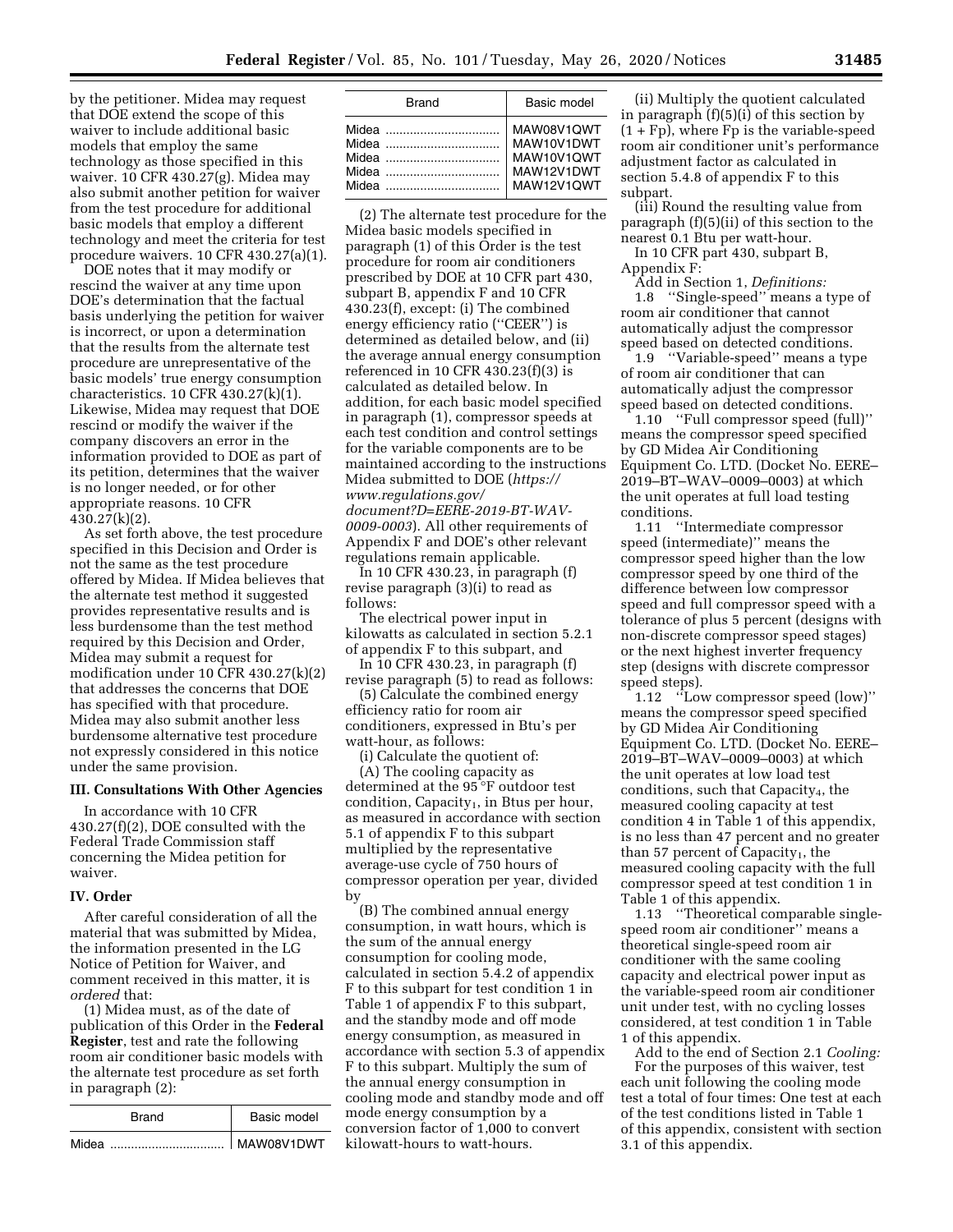by the petitioner. Midea may request that DOE extend the scope of this waiver to include additional basic models that employ the same technology as those specified in this waiver. 10 CFR 430.27(g). Midea may also submit another petition for waiver from the test procedure for additional basic models that employ a different technology and meet the criteria for test procedure waivers. 10 CFR 430.27(a)(1).

DOE notes that it may modify or rescind the waiver at any time upon DOE's determination that the factual basis underlying the petition for waiver is incorrect, or upon a determination that the results from the alternate test procedure are unrepresentative of the basic models' true energy consumption characteristics. 10 CFR 430.27(k)(1). Likewise, Midea may request that DOE rescind or modify the waiver if the company discovers an error in the information provided to DOE as part of its petition, determines that the waiver is no longer needed, or for other appropriate reasons. 10 CFR 430.27(k)(2).

As set forth above, the test procedure specified in this Decision and Order is not the same as the test procedure offered by Midea. If Midea believes that the alternate test method it suggested provides representative results and is less burdensome than the test method required by this Decision and Order, Midea may submit a request for modification under 10 CFR 430.27(k)(2) that addresses the concerns that DOE has specified with that procedure. Midea may also submit another less burdensome alternative test procedure not expressly considered in this notice under the same provision.

## III. Consultations With Other Agencies

In accordance with 10 CFR 430.27(f)(2), DOE consulted with the Federal Trade Commission staff concerning the Midea petition for waiver.

## IV. Order

After careful consideration of all the material that was submitted by Midea, the information presented in the LG Notice of Petition for Waiver, and comment received in this matter, it is *ordered* that:

(1) Midea must, as of the date of publication of this Order in the **Federal Register**, test and rate the following room air conditioner basic models with the alternate test procedure as set forth in paragraph (2):

| Brand | Basic model |
|---|---|
| Midea | MAW08V1DWT |
| Midea | MAW08V1QWT |
| Midea | MAW10V1DWT |
| Midea | MAW10V1QWT |
| Midea | MAW12V1DWT |
| Midea | MAW12V1QWT |

(2) The alternate test procedure for the Midea basic models specified in paragraph (1) of this Order is the test procedure for room air conditioners prescribed by DOE at 10 CFR part 430, subpart B, appendix F and 10 CFR 430.23(f), except: (i) The combined energy efficiency ratio ("CEER") is determined as detailed below, and (ii) the average annual energy consumption referenced in 10 CFR 430.23(f)(3) is calculated as detailed below. In addition, for each basic model specified in paragraph (1), compressor speeds at each test condition and control settings for the variable components are to be maintained according to the instructions Midea submitted to DOE (*https://www.regulations.gov/document?D=EERE-2019-BT-WAV-0009-0003*). All other requirements of Appendix F and DOE's other relevant regulations remain applicable.

In 10 CFR 430.23, in paragraph (f) revise paragraph (3)(i) to read as follows:

The electrical power input in kilowatts as calculated in section 5.2.1 of appendix F to this subpart, and

In 10 CFR 430.23, in paragraph (f) revise paragraph (5) to read as follows:

(5) Calculate the combined energy efficiency ratio for room air conditioners, expressed in Btu's per watt-hour, as follows:

(i) Calculate the quotient of:

(A) The cooling capacity as determined at the 95 °F outdoor test condition, $Capacity_1$, in Btus per hour, as measured in accordance with section 5.1 of appendix F to this subpart multiplied by the representative average-use cycle of 750 hours of compressor operation per year, divided by

(B) The combined annual energy consumption, in watt hours, which is the sum of the annual energy consumption for cooling mode, calculated in section 5.4.2 of appendix F to this subpart for test condition 1 in Table 1 of appendix F to this subpart, and the standby mode and off mode energy consumption, as measured in accordance with section 5.3 of appendix F to this subpart. Multiply the sum of the annual energy consumption in cooling mode and standby mode and off mode energy consumption by a conversion factor of 1,000 to convert kilowatt-hours to watt-hours.

(ii) Multiply the quotient calculated in paragraph (f)(5)(i) of this section by $(1 + Fp)$, where Fp is the variable-speed room air conditioner unit's performance adjustment factor as calculated in section 5.4.8 of appendix F to this subpart.

(iii) Round the resulting value from paragraph (f)(5)(ii) of this section to the nearest 0.1 Btu per watt-hour.

In 10 CFR part 430, subpart B, Appendix F:

Add in Section 1, *Definitions:*

1.8 "Single-speed" means a type of room air conditioner that cannot automatically adjust the compressor speed based on detected conditions.

1.9 "Variable-speed" means a type of room air conditioner that can automatically adjust the compressor speed based on detected conditions.

1.10 "Full compressor speed (full)" means the compressor speed specified by GD Midea Air Conditioning Equipment Co. LTD. (Docket No. EERE–2019–BT–WAV–0009–0003) at which the unit operates at full load testing conditions.

1.11 "Intermediate compressor speed (intermediate)" means the compressor speed higher than the low compressor speed by one third of the difference between low compressor speed and full compressor speed with a tolerance of plus 5 percent (designs with non-discrete compressor speed stages) or the next highest inverter frequency step (designs with discrete compressor speed steps).

1.12 "Low compressor speed (low)" means the compressor speed specified by GD Midea Air Conditioning Equipment Co. LTD. (Docket No. EERE–2019–BT–WAV–0009–0003) at which the unit operates at low load test conditions, such that $Capacity_4$, the measured cooling capacity at test condition 4 in Table 1 of this appendix, is no less than 47 percent and no greater than 57 percent of $Capacity_1$, the measured cooling capacity with the full compressor speed at test condition 1 in Table 1 of this appendix.

1.13 "Theoretical comparable single-speed room air conditioner" means a theoretical single-speed room air conditioner with the same cooling capacity and electrical power input as the variable-speed room air conditioner unit under test, with no cycling losses considered, at test condition 1 in Table 1 of this appendix.

Add to the end of Section 2.1 *Cooling:*

For the purposes of this waiver, test each unit following the cooling mode test a total of four times: One test at each of the test conditions listed in Table 1 of this appendix, consistent with section 3.1 of this appendix.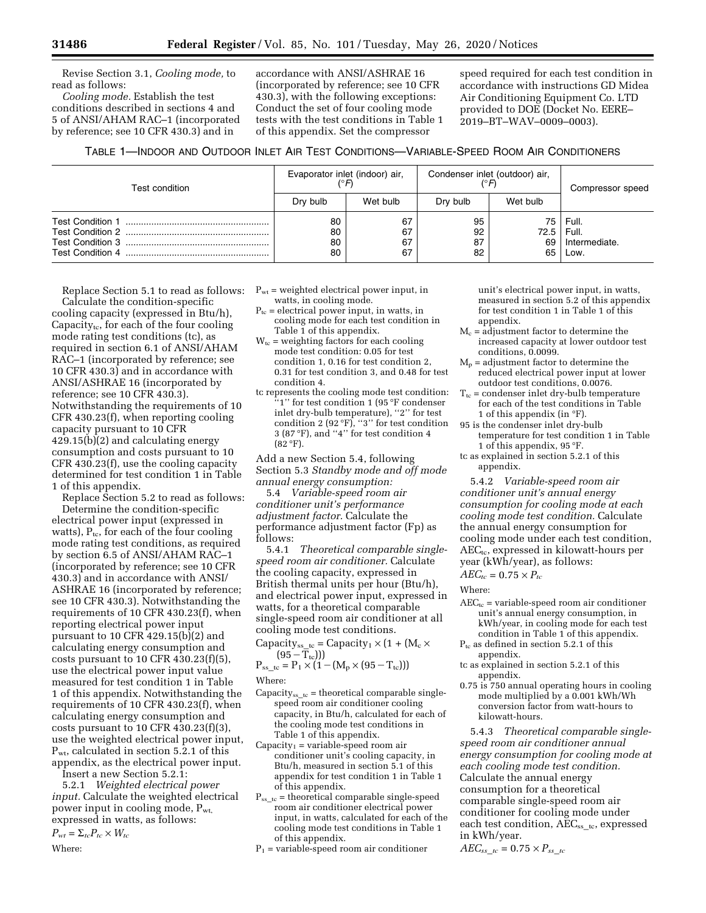Revise Section 3.1, *Cooling mode,* to read as follows:

*Cooling mode.* Establish the test conditions described in sections 4 and 5 of ANSI/AHAM RAC–1 (incorporated by reference; see 10 CFR 430.3) and in accordance with ANSI/ASHRAE 16 (incorporated by reference; see 10 CFR 430.3), with the following exceptions: Conduct the set of four cooling mode tests with the test conditions in Table 1 of this appendix. Set the compressor speed required for each test condition in accordance with instructions GD Midea Air Conditioning Equipment Co. LTD provided to DOE (Docket No. EERE–2019–BT–WAV–0009–0003).

TABLE 1—INDOOR AND OUTDOOR INLET AIR TEST CONDITIONS—VARIABLE-SPEED ROOM AIR CONDITIONERS

| Test condition | Evaporator inlet (indoor) air, (°F) | | Condenser inlet (outdoor) air, (°F) | | Compressor speed |
|---|---|---|---|---|---|
| | Dry bulb | Wet bulb | Dry bulb | Wet bulb | |
| Test Condition 1 | 80 | 67 | 95 | 75 | Full. |
| Test Condition 2 | 80 | 67 | 92 | 72.5 | Full. |
| Test Condition 3 | 80 | 67 | 87 | 69 | Intermediate. |
| Test Condition 4 | 80 | 67 | 82 | 65 | Low. |

Replace Section 5.1 to read as follows:

Calculate the condition-specific cooling capacity (expressed in Btu/h), $Capacity_{tc}$, for each of the four cooling mode rating test conditions (tc), as required in section 6.1 of ANSI/AHAM RAC–1 (incorporated by reference; see 10 CFR 430.3) and in accordance with ANSI/ASHRAE 16 (incorporated by reference; see 10 CFR 430.3). Notwithstanding the requirements of 10 CFR 430.23(f), when reporting cooling capacity pursuant to 10 CFR 429.15(b)(2) and calculating energy consumption and costs pursuant to 10 CFR 430.23(f), use the cooling capacity determined for test condition 1 in Table 1 of this appendix.

Replace Section 5.2 to read as follows:

Determine the condition-specific electrical power input (expressed in watts), $P_{tc}$, for each of the four cooling mode rating test conditions, as required by section 6.5 of ANSI/AHAM RAC–1 (incorporated by reference; see 10 CFR 430.3) and in accordance with ANSI/ASHRAE 16 (incorporated by reference; see 10 CFR 430.3). Notwithstanding the requirements of 10 CFR 430.23(f), when reporting electrical power input pursuant to 10 CFR 429.15(b)(2) and calculating energy consumption and costs pursuant to 10 CFR 430.23(f)(5), use the electrical power input value measured for test condition 1 in Table 1 of this appendix. Notwithstanding the requirements of 10 CFR 430.23(f), when calculating energy consumption and costs pursuant to 10 CFR 430.23(f)(3), use the weighted electrical power input, $P_{wt}$, calculated in section 5.2.1 of this appendix, as the electrical power input.

Insert a new Section 5.2.1:

5.2.1 *Weighted electrical power input.* Calculate the weighted electrical power input in cooling mode, $P_{wt}$, expressed in watts, as follows:

$$P_{wt} = \Sigma_{tc} P_{tc} \times W_{tc}$$

Where:

$P_{wt}$ = weighted electrical power input, in watts, in cooling mode.

$P_{tc}$ = electrical power input, in watts, in cooling mode for each test condition in Table 1 of this appendix.

$W_{tc}$ = weighting factors for each cooling mode test condition: 0.05 for test condition 1, 0.16 for test condition 2, 0.31 for test condition 3, and 0.48 for test condition 4.

tc represents the cooling mode test condition: ''1'' for test condition 1 (95 °F condenser inlet dry-bulb temperature), ''2'' for test condition 2 (92 °F), ''3'' for test condition 3 (87 °F), and ''4'' for test condition 4 (82 °F).

Add a new Section 5.4, following Section 5.3 *Standby mode and off mode annual energy consumption:*

5.4 *Variable-speed room air conditioner unit's performance adjustment factor.* Calculate the performance adjustment factor (Fp) as follows:

5.4.1 *Theoretical comparable single-speed room air conditioner.* Calculate the cooling capacity, expressed in British thermal units per hour (Btu/h), and electrical power input, expressed in watts, for a theoretical comparable single-speed room air conditioner at all cooling mode test conditions.

$$Capacity_{ss\_tc} = Capacity_1 \times (1 + (M_c \times (95 - T_{tc})))$$

$$P_{ss\_tc} = P_1 \times (1 - (M_p \times (95 - T_{tc})))$$

Where:

$Capacity_{ss\_tc}$ = theoretical comparable single-speed room air conditioner cooling capacity, in Btu/h, calculated for each of the cooling mode test conditions in Table 1 of this appendix.

$Capacity_1$ = variable-speed room air conditioner unit's cooling capacity, in Btu/h, measured in section 5.1 of this appendix for test condition 1 in Table 1 of this appendix.

$P_{ss\_tc}$ = theoretical comparable single-speed room air conditioner electrical power input, in watts, calculated for each of the cooling mode test conditions in Table 1 of this appendix.

$P_1$ = variable-speed room air conditioner unit's electrical power input, in watts, measured in section 5.2 of this appendix for test condition 1 in Table 1 of this appendix.

$M_c$ = adjustment factor to determine the increased capacity at lower outdoor test conditions, 0.0099.

$M_p$ = adjustment factor to determine the reduced electrical power input at lower outdoor test conditions, 0.0076.

$T_{tc}$ = condenser inlet dry-bulb temperature for each of the test conditions in Table 1 of this appendix (in °F).

95 is the condenser inlet dry-bulb temperature for test condition 1 in Table 1 of this appendix, 95 °F.

tc as explained in section 5.2.1 of this appendix.

5.4.2 *Variable-speed room air conditioner unit's annual energy consumption for cooling mode at each cooling mode test condition.* Calculate the annual energy consumption for cooling mode under each test condition, $AEC_{tc}$, expressed in kilowatt-hours per year (kWh/year), as follows:

$$AEC_{tc} = 0.75 \times P_{tc}$$

Where:

$AEC_{tc}$ = variable-speed room air conditioner unit's annual energy consumption, in kWh/year, in cooling mode for each test condition in Table 1 of this appendix.

$P_{tc}$ as defined in section 5.2.1 of this appendix.

tc as explained in section 5.2.1 of this appendix.

0.75 is 750 annual operating hours in cooling mode multiplied by a 0.001 kWh/Wh conversion factor from watt-hours to kilowatt-hours.

5.4.3 *Theoretical comparable single-speed room air conditioner annual energy consumption for cooling mode at each cooling mode test condition.* Calculate the annual energy consumption for a theoretical comparable single-speed room air conditioner for cooling mode under each test condition, $AEC_{ss\_tc}$, expressed in kWh/year.

$$AEC_{ss\_tc} = 0.75 \times P_{ss\_tc}$$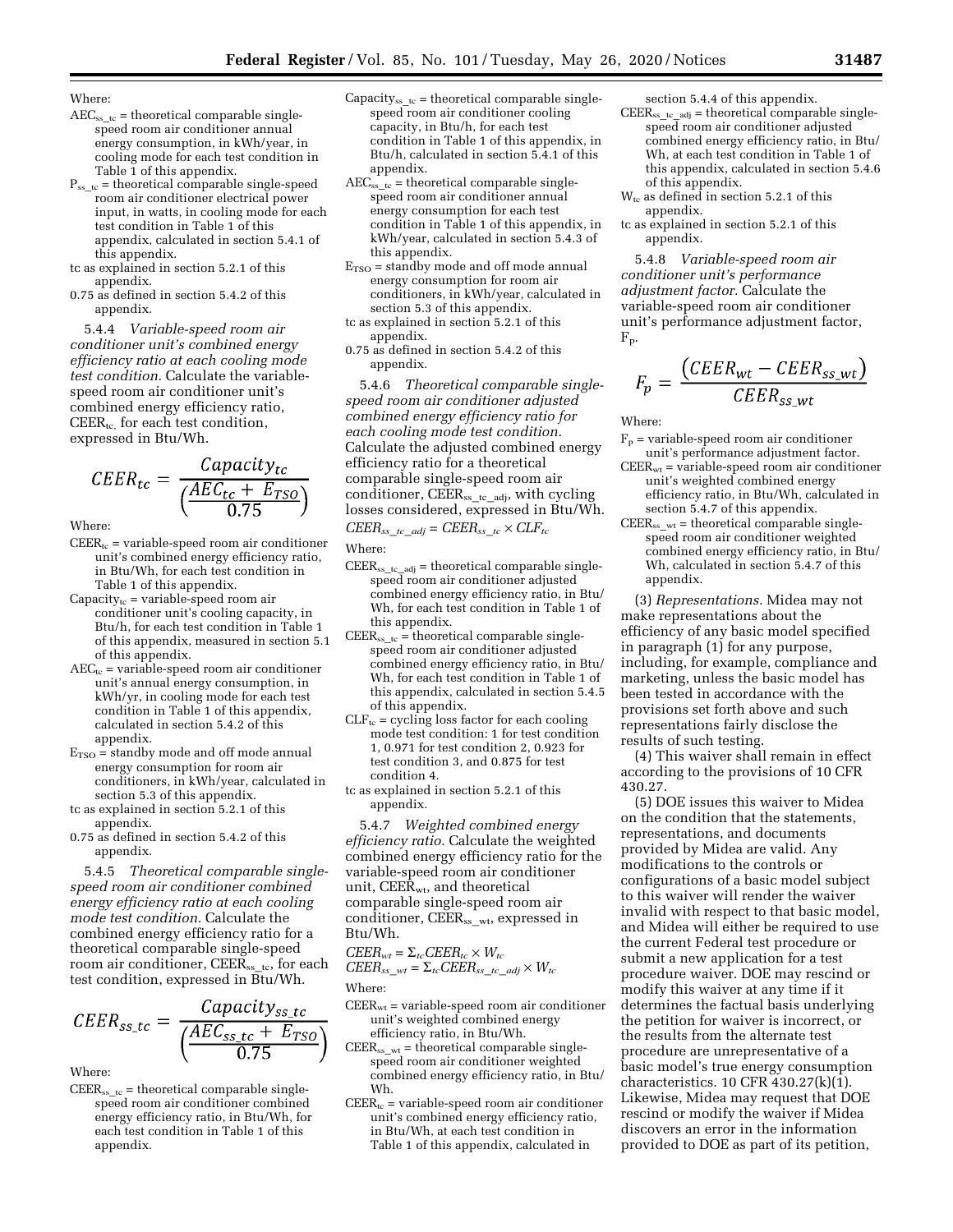Where:

- $AEC_{ss\_tc}$ = theoretical comparable single-speed room air conditioner annual energy consumption, in kWh/year, in cooling mode for each test condition in Table 1 of this appendix.
- $P_{ss\_tc}$ = theoretical comparable single-speed room air conditioner electrical power input, in watts, in cooling mode for each test condition in Table 1 of this appendix, calculated in section 5.4.1 of this appendix.
- tc as explained in section 5.2.1 of this appendix.
- 0.75 as defined in section 5.4.2 of this appendix.

5.4.4 *Variable-speed room air conditioner unit's combined energy efficiency ratio at each cooling mode test condition.* Calculate the variable-speed room air conditioner unit's combined energy efficiency ratio, $CEER_{tc}$, for each test condition, expressed in Btu/Wh.

$$CEER_{tc} = \frac{Capacity_{tc}}{\left(\dfrac{AEC_{tc} + E_{TSO}}{0.75}\right)}$$

Where:

- $CEER_{tc}$ = variable-speed room air conditioner unit's combined energy efficiency ratio, in Btu/Wh, for each test condition in Table 1 of this appendix.
- $Capacity_{tc}$ = variable-speed room air conditioner unit's cooling capacity, in Btu/h, for each test condition in Table 1 of this appendix, measured in section 5.1 of this appendix.
- $AEC_{tc}$ = variable-speed room air conditioner unit's annual energy consumption, in kWh/yr, in cooling mode for each test condition in Table 1 of this appendix, calculated in section 5.4.2 of this appendix.
- $E_{TSO}$ = standby mode and off mode annual energy consumption for room air conditioners, in kWh/year, calculated in section 5.3 of this appendix.
- tc as explained in section 5.2.1 of this appendix.
- 0.75 as defined in section 5.4.2 of this appendix.

5.4.5 *Theoretical comparable single-speed room air conditioner combined energy efficiency ratio at each cooling mode test condition.* Calculate the combined energy efficiency ratio for a theoretical comparable single-speed room air conditioner, $CEER_{ss\_tc}$, for each test condition, expressed in Btu/Wh.

$$CEER_{ss\_tc} = \frac{Capacity_{ss\_tc}}{\left(\dfrac{AEC_{ss\_tc} + E_{TSO}}{0.75}\right)}$$

Where:

- $CEER_{ss\_tc}$ = theoretical comparable single-speed room air conditioner combined energy efficiency ratio, in Btu/Wh, for each test condition in Table 1 of this appendix.
- $Capacity_{ss\_tc}$ = theoretical comparable single-speed room air conditioner cooling capacity, in Btu/h, for each test condition in Table 1 of this appendix, in Btu/h, calculated in section 5.4.1 of this appendix.
- $AEC_{ss\_tc}$ = theoretical comparable single-speed room air conditioner annual energy consumption for each test condition in Table 1 of this appendix, in kWh/year, calculated in section 5.4.3 of this appendix.
- $E_{TSO}$ = standby mode and off mode annual energy consumption for room air conditioners, in kWh/year, calculated in section 5.3 of this appendix.
- tc as explained in section 5.2.1 of this appendix.
- 0.75 as defined in section 5.4.2 of this appendix.

5.4.6 *Theoretical comparable single-speed room air conditioner adjusted combined energy efficiency ratio for each cooling mode test condition.* Calculate the adjusted combined energy efficiency ratio for a theoretical comparable single-speed room air conditioner, $CEER_{ss\_tc\_adj}$, with cycling losses considered, expressed in Btu/Wh.

$$CEER_{ss\_tc\_adj} = CEER_{ss\_tc} \times CLF_{tc}$$

Where:

- $CEER_{ss\_tc\_adj}$ = theoretical comparable single-speed room air conditioner adjusted combined energy efficiency ratio, in Btu/Wh, for each test condition in Table 1 of this appendix.
- $CEER_{ss\_tc}$ = theoretical comparable single-speed room air conditioner adjusted combined energy efficiency ratio, in Btu/Wh, for each test condition in Table 1 of this appendix, calculated in section 5.4.5 of this appendix.
- $CLF_{tc}$ = cycling loss factor for each cooling mode test condition: 1 for test condition 1, 0.971 for test condition 2, 0.923 for test condition 3, and 0.875 for test condition 4.
- tc as explained in section 5.2.1 of this appendix.

5.4.7 *Weighted combined energy efficiency ratio.* Calculate the weighted combined energy efficiency ratio for the variable-speed room air conditioner unit, $CEER_{wt}$, and theoretical comparable single-speed room air conditioner, $CEER_{ss\_wt}$, expressed in Btu/Wh.

$$CEER_{wt} = \Sigma_{tc} CEER_{tc} \times W_{tc}$$

$$CEER_{ss\_wt} = \Sigma_{tc} CEER_{ss\_tc\_adj} \times W_{tc}$$

Where:

- $CEER_{wt}$ = variable-speed room air conditioner unit's weighted combined energy efficiency ratio, in Btu/Wh.
- $CEER_{ss\_wt}$ = theoretical comparable single-speed room air conditioner weighted combined energy efficiency ratio, in Btu/Wh.
- $CEER_{tc}$ = variable-speed room air conditioner unit's combined energy efficiency ratio, in Btu/Wh, at each test condition in Table 1 of this appendix, calculated in section 5.4.4 of this appendix.
- $CEER_{ss\_tc\_adj}$ = theoretical comparable single-speed room air conditioner adjusted combined energy efficiency ratio, in Btu/Wh, at each test condition in Table 1 of this appendix, calculated in section 5.4.6 of this appendix.
- $W_{tc}$ as defined in section 5.2.1 of this appendix.
- tc as explained in section 5.2.1 of this appendix.

5.4.8 *Variable-speed room air conditioner unit's performance adjustment factor.* Calculate the variable-speed room air conditioner unit's performance adjustment factor, $F_p$.

$$F_p = \frac{\left(CEER_{wt} - CEER_{ss\_wt}\right)}{CEER_{ss\_wt}}$$

Where:

- $F_p$ = variable-speed room air conditioner unit's performance adjustment factor.
- $CEER_{wt}$ = variable-speed room air conditioner unit's weighted combined energy efficiency ratio, in Btu/Wh, calculated in section 5.4.7 of this appendix.
- $CEER_{ss\_wt}$ = theoretical comparable single-speed room air conditioner weighted combined energy efficiency ratio, in Btu/Wh, calculated in section 5.4.7 of this appendix.

(3) *Representations.* Midea may not make representations about the efficiency of any basic model specified in paragraph (1) for any purpose, including, for example, compliance and marketing, unless the basic model has been tested in accordance with the provisions set forth above and such representations fairly disclose the results of such testing.

(4) This waiver shall remain in effect according to the provisions of 10 CFR 430.27.

(5) DOE issues this waiver to Midea on the condition that the statements, representations, and documents provided by Midea are valid. Any modifications to the controls or configurations of a basic model subject to this waiver will render the waiver invalid with respect to that basic model, and Midea will either be required to use the current Federal test procedure or submit a new application for a test procedure waiver. DOE may rescind or modify this waiver at any time if it determines the factual basis underlying the petition for waiver is incorrect, or the results from the alternate test procedure are unrepresentative of a basic model's true energy consumption characteristics. 10 CFR 430.27(k)(1). Likewise, Midea may request that DOE rescind or modify the waiver if Midea discovers an error in the information provided to DOE as part of its petition,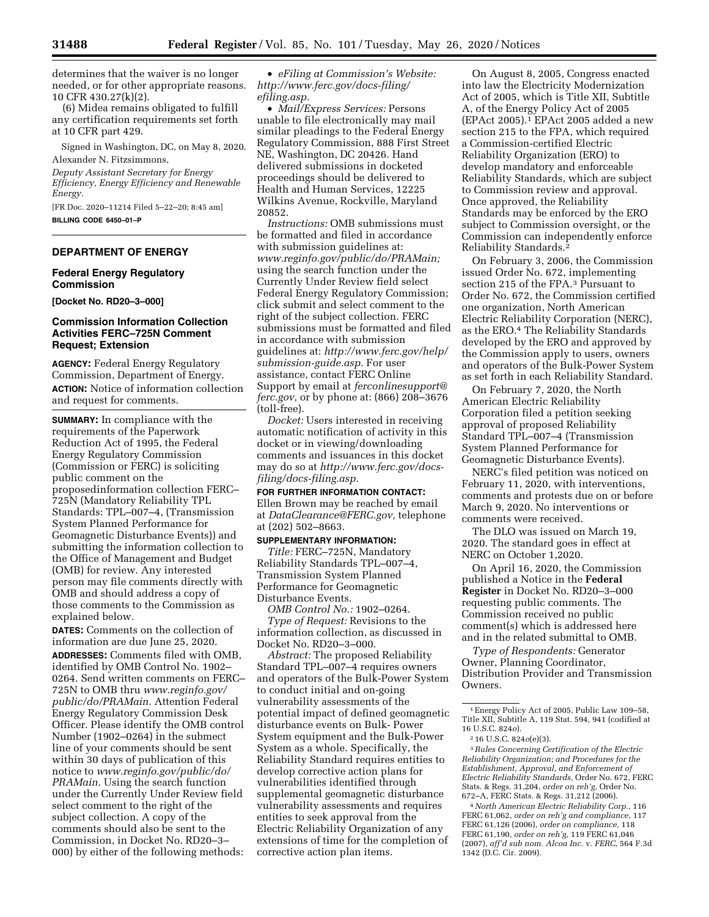determines that the waiver is no longer needed, or for other appropriate reasons. 10 CFR 430.27(k)(2).

(6) Midea remains obligated to fulfill any certification requirements set forth at 10 CFR part 429.

Signed in Washington, DC, on May 8, 2020.

Alexander N. Fitzsimmons,

*Deputy Assistant Secretary for Energy Efficiency, Energy Efficiency and Renewable Energy.*

[FR Doc. 2020–11214 Filed 5–22–20; 8:45 am]

**BILLING CODE 6450–01–P**

## DEPARTMENT OF ENERGY

### Federal Energy Regulatory Commission

**[Docket No. RD20–3–000]**

### Commission Information Collection Activities FERC–725N Comment Request; Extension

**AGENCY:** Federal Energy Regulatory Commission, Department of Energy.

**ACTION:** Notice of information collection and request for comments.

**SUMMARY:** In compliance with the requirements of the Paperwork Reduction Act of 1995, the Federal Energy Regulatory Commission (Commission or FERC) is soliciting public comment on the proposedinformation collection FERC–725N (Mandatory Reliability TPL Standards: TPL–007–4, (Transmission System Planned Performance for Geomagnetic Disturbance Events)) and submitting the information collection to the Office of Management and Budget (OMB) for review. Any interested person may file comments directly with OMB and should address a copy of those comments to the Commission as explained below.

**DATES:** Comments on the collection of information are due June 25, 2020.

**ADDRESSES:** Comments filed with OMB, identified by OMB Control No. 1902–0264. Send written comments on FERC–725N to OMB thru *www.reginfo.gov/public/do/PRAMain.* Attention Federal Energy Regulatory Commission Desk Officer. Please identify the OMB control Number (1902–0264) in the submect line of your comments should be sent within 30 days of publication of this notice to *www.reginfo.gov/public/do/PRAMain.* Using the search function under the Currently Under Review field select comment to the right of the subject collection. A copy of the comments should also be sent to the Commission, in Docket No. RD20–3–000) by either of the following methods:

- *eFiling at Commission's Website: http://www.ferc.gov/docs-filing/efiling.asp.*
- *Mail/Express Services:* Persons unable to file electronically may mail similar pleadings to the Federal Energy Regulatory Commission, 888 First Street NE, Washington, DC 20426. Hand delivered submissions in docketed proceedings should be delivered to Health and Human Services, 12225 Wilkins Avenue, Rockville, Maryland 20852.

*Instructions:* OMB submissions must be formatted and filed in accordance with submission guidelines at: *www.reginfo.gov/public/do/PRAMain;* using the search function under the Currently Under Review field select Federal Energy Regulatory Commission; click submit and select comment to the right of the subject collection. FERC submissions must be formatted and filed in accordance with submission guidelines at: *http://www.ferc.gov/help/submission-guide.asp.* For user assistance, contact FERC Online Support by email at *ferconlinesupport@ferc.gov,* or by phone at: (866) 208–3676 (toll-free).

*Docket:* Users interested in receiving automatic notification of activity in this docket or in viewing/downloading comments and issuances in this docket may do so at *http://www.ferc.gov/docs-filing/docs-filing.asp.*

**FOR FURTHER INFORMATION CONTACT:** Ellen Brown may be reached by email at *DataClearance@FERC.gov,* telephone at (202) 502–8663.

**SUPPLEMENTARY INFORMATION:**

*Title:* FERC–725N, Mandatory Reliability Standards TPL–007–4, Transmission System Planned Performance for Geomagnetic Disturbance Events.

*OMB Control No.:* 1902–0264.

*Type of Request:* Revisions to the information collection, as discussed in Docket No. RD20–3–000.

*Abstract:* The proposed Reliability Standard TPL–007–4 requires owners and operators of the Bulk-Power System to conduct initial and on-going vulnerability assessments of the potential impact of defined geomagnetic disturbance events on Bulk- Power System equipment and the Bulk-Power System as a whole. Specifically, the Reliability Standard requires entities to develop corrective action plans for vulnerabilities identified through supplemental geomagnetic disturbance vulnerability assessments and requires entities to seek approval from the Electric Reliability Organization of any extensions of time for the completion of corrective action plan items.

On August 8, 2005, Congress enacted into law the Electricity Modernization Act of 2005, which is Title XII, Subtitle A, of the Energy Policy Act of 2005 (EPAct 2005).[1] EPAct 2005 added a new section 215 to the FPA, which required a Commission-certified Electric Reliability Organization (ERO) to develop mandatory and enforceable Reliability Standards, which are subject to Commission review and approval. Once approved, the Reliability Standards may be enforced by the ERO subject to Commission oversight, or the Commission can independently enforce Reliability Standards.[2]

On February 3, 2006, the Commission issued Order No. 672, implementing section 215 of the FPA.[3] Pursuant to Order No. 672, the Commission certified one organization, North American Electric Reliability Corporation (NERC), as the ERO.[4] The Reliability Standards developed by the ERO and approved by the Commission apply to users, owners and operators of the Bulk-Power System as set forth in each Reliability Standard.

On February 7, 2020, the North American Electric Reliability Corporation filed a petition seeking approval of proposed Reliability Standard TPL–007–4 (Transmission System Planned Performance for Geomagnetic Disturbance Events).

NERC's filed petition was noticed on February 11, 2020, with interventions, comments and protests due on or before March 9, 2020. No interventions or comments were received.

The DLO was issued on March 19, 2020. The standard goes in effect at NERC on October 1,2020.

On April 16, 2020, the Commission published a Notice in the **Federal Register** in Docket No. RD20–3–000 requesting public comments. The Commission received no public comment(s) which is addressed here and in the related submittal to OMB.

*Type of Respondents:* Generator Owner, Planning Coordinator, Distribution Provider and Transmission Owners.

[1] Energy Policy Act of 2005, Public Law 109–58, Title XII, Subtitle A, 119 Stat. 594, 941 (codified at 16 U.S.C. 824*o*).

[2] 16 U.S.C. 824*o*(e)(3).

[3] *Rules Concerning Certification of the Electric Reliability Organization; and Procedures for the Establishment, Approval, and Enforcement of Electric Reliability Standards,* Order No. 672, FERC Stats. & Regs. 31,204, *order on reh'g,* Order No. 672–A, FERC Stats. & Regs. 31,212 (2006).

[4] *North American Electric Reliability Corp.,* 116 FERC 61,062, *order on reh'g and compliance,* 117 FERC 61,126 (2006), *order on compliance,* 118 FERC 61,190, *order on reh'g,* 119 FERC 61,046 (2007), *aff'd sub nom. Alcoa Inc.* v. *FERC,* 564 F.3d 1342 (D.C. Cir. 2009).